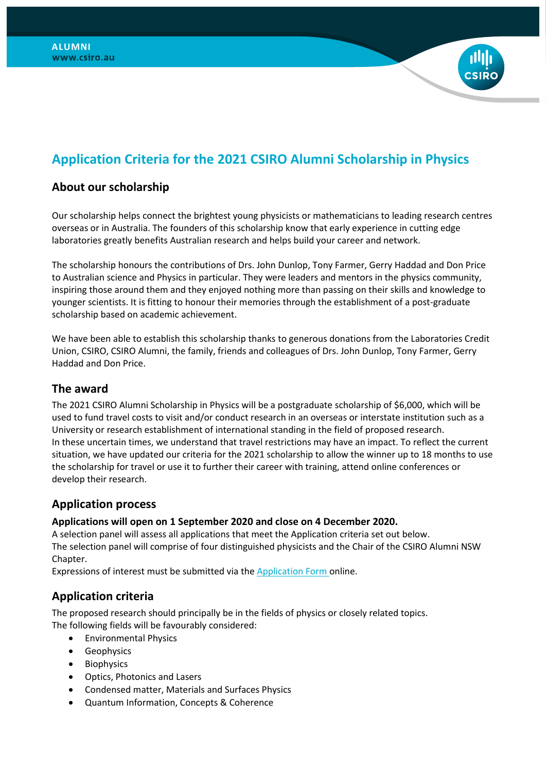ALUMNI
www.csiro.au

# Application Criteria for the 2021 CSIRO Alumni Scholarship in Physics

## About our scholarship

Our scholarship helps connect the brightest young physicists or mathematicians to leading research centres overseas or in Australia. The founders of this scholarship know that early experience in cutting edge laboratories greatly benefits Australian research and helps build your career and network.

The scholarship honours the contributions of Drs. John Dunlop, Tony Farmer, Gerry Haddad and Don Price to Australian science and Physics in particular. They were leaders and mentors in the physics community, inspiring those around them and they enjoyed nothing more than passing on their skills and knowledge to younger scientists. It is fitting to honour their memories through the establishment of a post-graduate scholarship based on academic achievement.

We have been able to establish this scholarship thanks to generous donations from the Laboratories Credit Union, CSIRO, CSIRO Alumni, the family, friends and colleagues of Drs. John Dunlop, Tony Farmer, Gerry Haddad and Don Price.

## The award

The 2021 CSIRO Alumni Scholarship in Physics will be a postgraduate scholarship of $6,000, which will be used to fund travel costs to visit and/or conduct research in an overseas or interstate institution such as a University or research establishment of international standing in the field of proposed research.
In these uncertain times, we understand that travel restrictions may have an impact. To reflect the current situation, we have updated our criteria for the 2021 scholarship to allow the winner up to 18 months to use the scholarship for travel or use it to further their career with training, attend online conferences or develop their research.

## Application process

**Applications will open on 1 September 2020 and close on 4 December 2020.**
A selection panel will assess all applications that meet the Application criteria set out below.
The selection panel will comprise of four distinguished physicists and the Chair of the CSIRO Alumni NSW Chapter.
Expressions of interest must be submitted via the Application Form online.

## Application criteria

The proposed research should principally be in the fields of physics or closely related topics.
The following fields will be favourably considered:

- Environmental Physics
- Geophysics
- Biophysics
- Optics, Photonics and Lasers
- Condensed matter, Materials and Surfaces Physics
- Quantum Information, Concepts & Coherence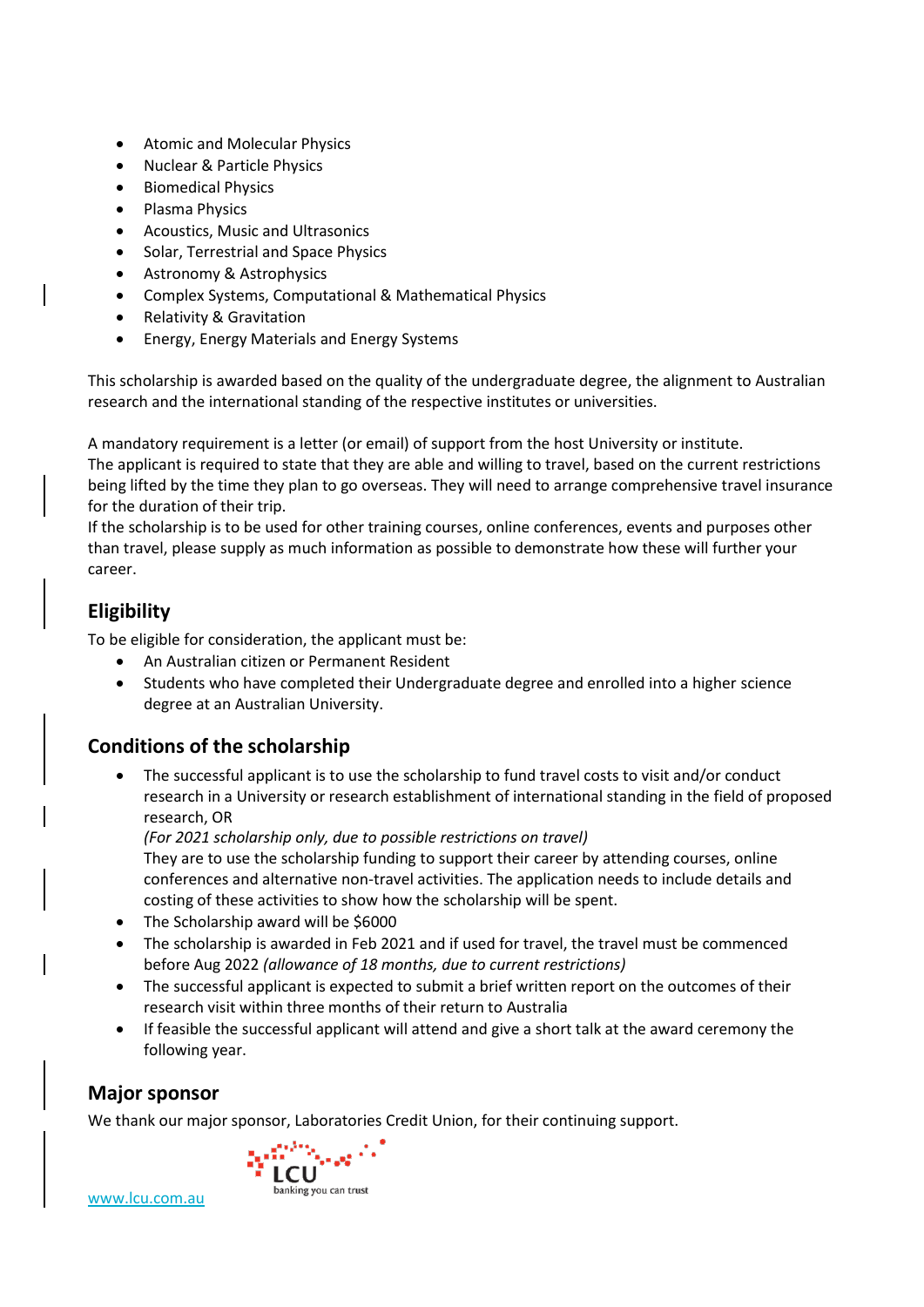- Atomic and Molecular Physics
- Nuclear & Particle Physics
- Biomedical Physics
- Plasma Physics
- Acoustics, Music and Ultrasonics
- Solar, Terrestrial and Space Physics
- Astronomy & Astrophysics
- Complex Systems, Computational & Mathematical Physics
- Relativity & Gravitation
- Energy, Energy Materials and Energy Systems

This scholarship is awarded based on the quality of the undergraduate degree, the alignment to Australian research and the international standing of the respective institutes or universities.

A mandatory requirement is a letter (or email) of support from the host University or institute.
The applicant is required to state that they are able and willing to travel, based on the current restrictions being lifted by the time they plan to go overseas. They will need to arrange comprehensive travel insurance for the duration of their trip.
If the scholarship is to be used for other training courses, online conferences, events and purposes other than travel, please supply as much information as possible to demonstrate how these will further your career.

## Eligibility

To be eligible for consideration, the applicant must be:

- An Australian citizen or Permanent Resident
- Students who have completed their Undergraduate degree and enrolled into a higher science degree at an Australian University.

## Conditions of the scholarship

- The successful applicant is to use the scholarship to fund travel costs to visit and/or conduct research in a University or research establishment of international standing in the field of proposed research, OR
  *(For 2021 scholarship only, due to possible restrictions on travel)*
  They are to use the scholarship funding to support their career by attending courses, online conferences and alternative non-travel activities. The application needs to include details and costing of these activities to show how the scholarship will be spent.
- The Scholarship award will be $6000
- The scholarship is awarded in Feb 2021 and if used for travel, the travel must be commenced before Aug 2022 *(allowance of 18 months, due to current restrictions)*
- The successful applicant is expected to submit a brief written report on the outcomes of their research visit within three months of their return to Australia
- If feasible the successful applicant will attend and give a short talk at the award ceremony the following year.

## Major sponsor

We thank our major sponsor, Laboratories Credit Union, for their continuing support.

LCU banking you can trust

www.lcu.com.au